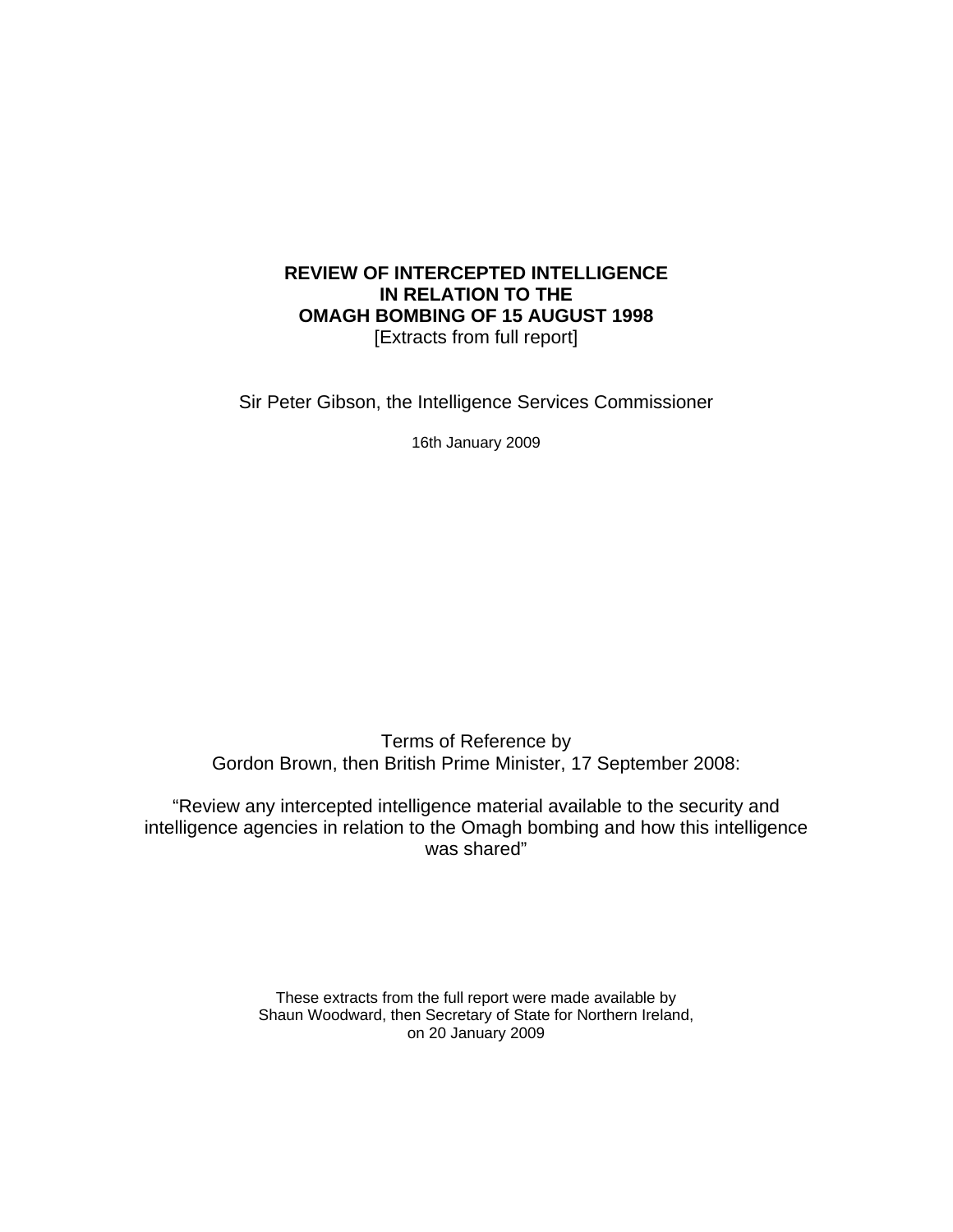# REVIEW OF INTERCEPTED INTELLIGENCE IN RELATION TO THE OMAGH BOMBING OF 15 AUGUST 1998

[Extracts from full report]

Sir Peter Gibson, the Intelligence Services Commissioner

16th January 2009

Terms of Reference by
Gordon Brown, then British Prime Minister, 17 September 2008:

"Review any intercepted intelligence material available to the security and intelligence agencies in relation to the Omagh bombing and how this intelligence was shared"

These extracts from the full report were made available by
Shaun Woodward, then Secretary of State for Northern Ireland,
on 20 January 2009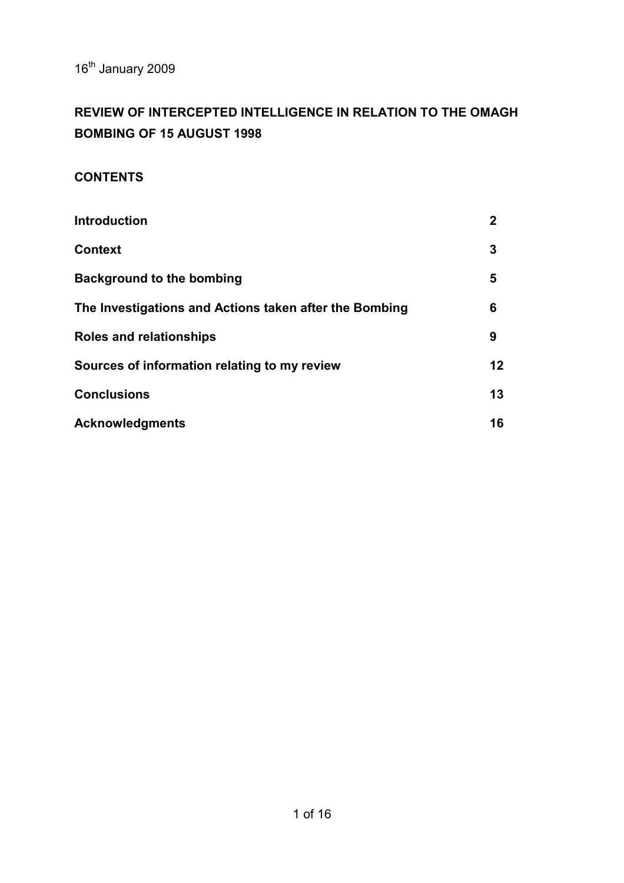16th January 2009

# REVIEW OF INTERCEPTED INTELLIGENCE IN RELATION TO THE OMAGH BOMBING OF 15 AUGUST 1998

## CONTENTS

| | |
|---|---|
| **Introduction** | **2** |
| **Context** | **3** |
| **Background to the bombing** | **5** |
| **The Investigations and Actions taken after the Bombing** | **6** |
| **Roles and relationships** | **9** |
| **Sources of information relating to my review** | **12** |
| **Conclusions** | **13** |
| **Acknowledgments** | **16** |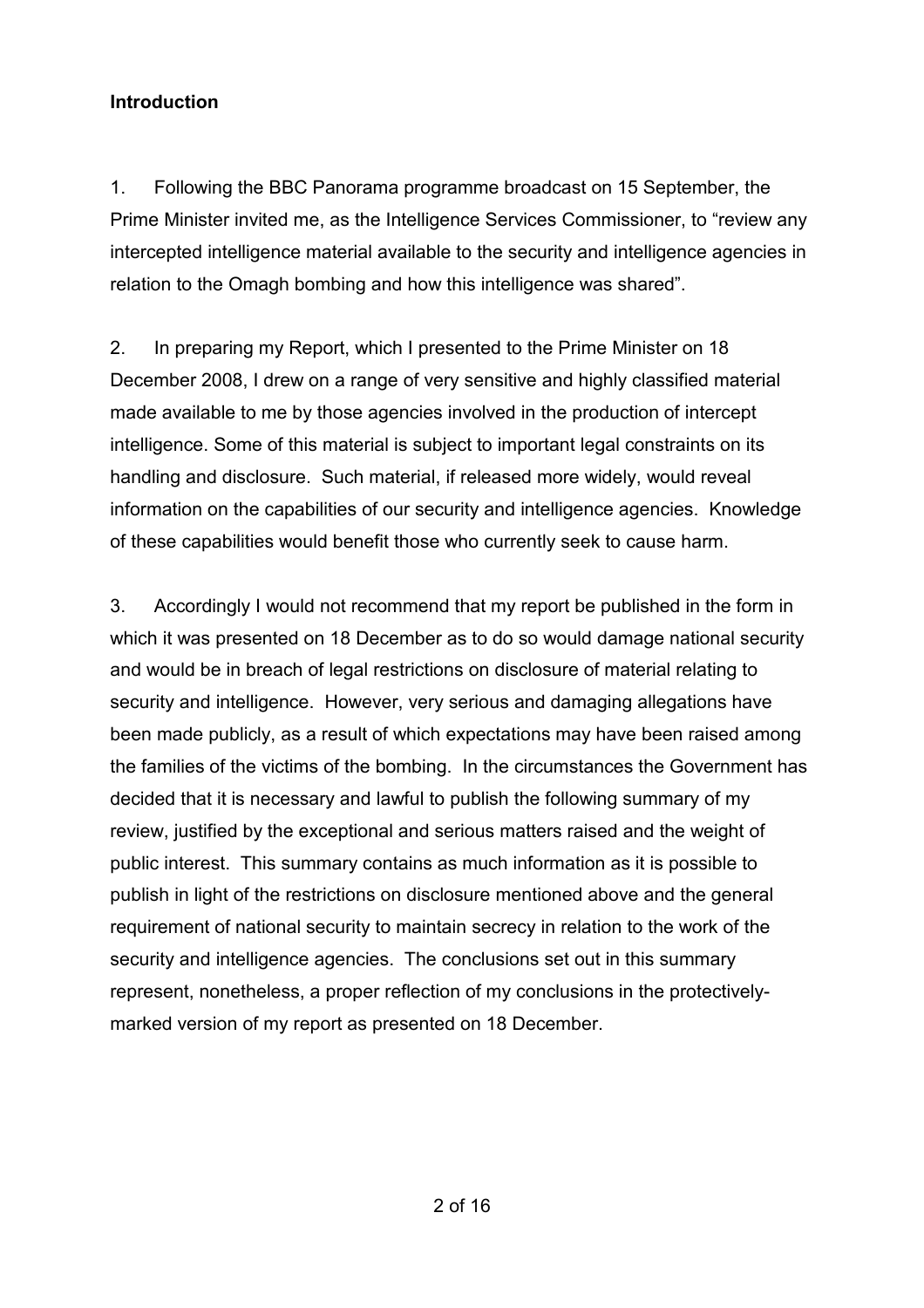## Introduction

1. Following the BBC Panorama programme broadcast on 15 September, the Prime Minister invited me, as the Intelligence Services Commissioner, to "review any intercepted intelligence material available to the security and intelligence agencies in relation to the Omagh bombing and how this intelligence was shared".

2. In preparing my Report, which I presented to the Prime Minister on 18 December 2008, I drew on a range of very sensitive and highly classified material made available to me by those agencies involved in the production of intercept intelligence. Some of this material is subject to important legal constraints on its handling and disclosure. Such material, if released more widely, would reveal information on the capabilities of our security and intelligence agencies. Knowledge of these capabilities would benefit those who currently seek to cause harm.

3. Accordingly I would not recommend that my report be published in the form in which it was presented on 18 December as to do so would damage national security and would be in breach of legal restrictions on disclosure of material relating to security and intelligence. However, very serious and damaging allegations have been made publicly, as a result of which expectations may have been raised among the families of the victims of the bombing. In the circumstances the Government has decided that it is necessary and lawful to publish the following summary of my review, justified by the exceptional and serious matters raised and the weight of public interest. This summary contains as much information as it is possible to publish in light of the restrictions on disclosure mentioned above and the general requirement of national security to maintain secrecy in relation to the work of the security and intelligence agencies. The conclusions set out in this summary represent, nonetheless, a proper reflection of my conclusions in the protectively-marked version of my report as presented on 18 December.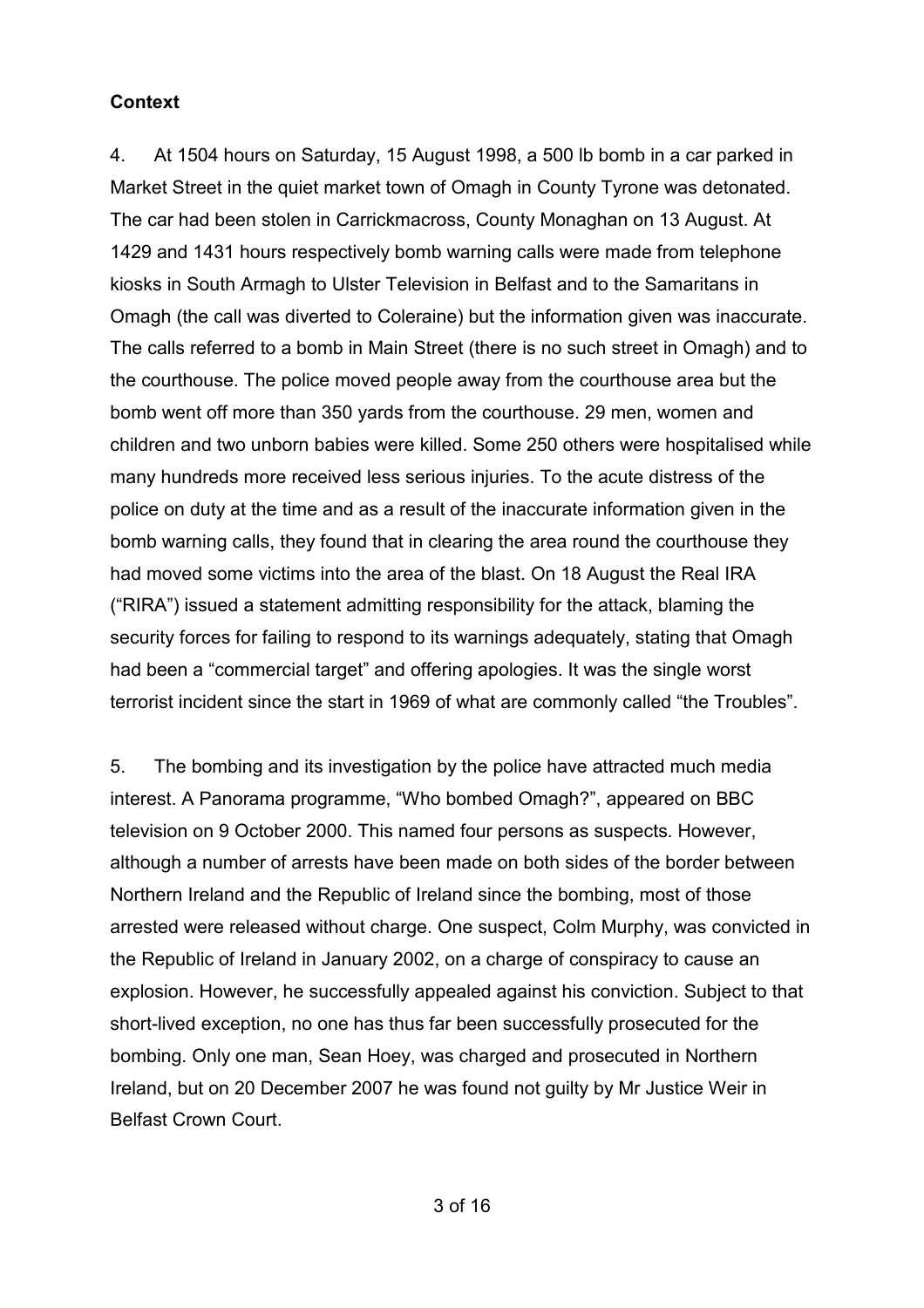**Context**

4. At 1504 hours on Saturday, 15 August 1998, a 500 lb bomb in a car parked in Market Street in the quiet market town of Omagh in County Tyrone was detonated. The car had been stolen in Carrickmacross, County Monaghan on 13 August. At 1429 and 1431 hours respectively bomb warning calls were made from telephone kiosks in South Armagh to Ulster Television in Belfast and to the Samaritans in Omagh (the call was diverted to Coleraine) but the information given was inaccurate. The calls referred to a bomb in Main Street (there is no such street in Omagh) and to the courthouse. The police moved people away from the courthouse area but the bomb went off more than 350 yards from the courthouse. 29 men, women and children and two unborn babies were killed. Some 250 others were hospitalised while many hundreds more received less serious injuries. To the acute distress of the police on duty at the time and as a result of the inaccurate information given in the bomb warning calls, they found that in clearing the area round the courthouse they had moved some victims into the area of the blast. On 18 August the Real IRA ("RIRA") issued a statement admitting responsibility for the attack, blaming the security forces for failing to respond to its warnings adequately, stating that Omagh had been a "commercial target" and offering apologies. It was the single worst terrorist incident since the start in 1969 of what are commonly called "the Troubles".

5. The bombing and its investigation by the police have attracted much media interest. A Panorama programme, "Who bombed Omagh?", appeared on BBC television on 9 October 2000. This named four persons as suspects. However, although a number of arrests have been made on both sides of the border between Northern Ireland and the Republic of Ireland since the bombing, most of those arrested were released without charge. One suspect, Colm Murphy, was convicted in the Republic of Ireland in January 2002, on a charge of conspiracy to cause an explosion. However, he successfully appealed against his conviction. Subject to that short-lived exception, no one has thus far been successfully prosecuted for the bombing. Only one man, Sean Hoey, was charged and prosecuted in Northern Ireland, but on 20 December 2007 he was found not guilty by Mr Justice Weir in Belfast Crown Court.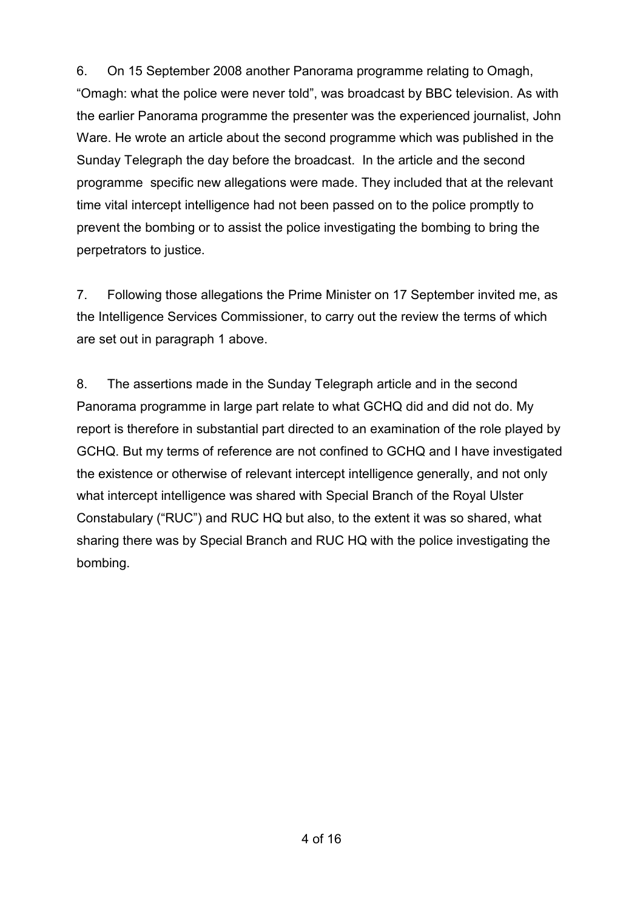6. On 15 September 2008 another Panorama programme relating to Omagh, “Omagh: what the police were never told”, was broadcast by BBC television. As with the earlier Panorama programme the presenter was the experienced journalist, John Ware. He wrote an article about the second programme which was published in the Sunday Telegraph the day before the broadcast. In the article and the second programme specific new allegations were made. They included that at the relevant time vital intercept intelligence had not been passed on to the police promptly to prevent the bombing or to assist the police investigating the bombing to bring the perpetrators to justice.

7. Following those allegations the Prime Minister on 17 September invited me, as the Intelligence Services Commissioner, to carry out the review the terms of which are set out in paragraph 1 above.

8. The assertions made in the Sunday Telegraph article and in the second Panorama programme in large part relate to what GCHQ did and did not do. My report is therefore in substantial part directed to an examination of the role played by GCHQ. But my terms of reference are not confined to GCHQ and I have investigated the existence or otherwise of relevant intercept intelligence generally, and not only what intercept intelligence was shared with Special Branch of the Royal Ulster Constabulary (“RUC”) and RUC HQ but also, to the extent it was so shared, what sharing there was by Special Branch and RUC HQ with the police investigating the bombing.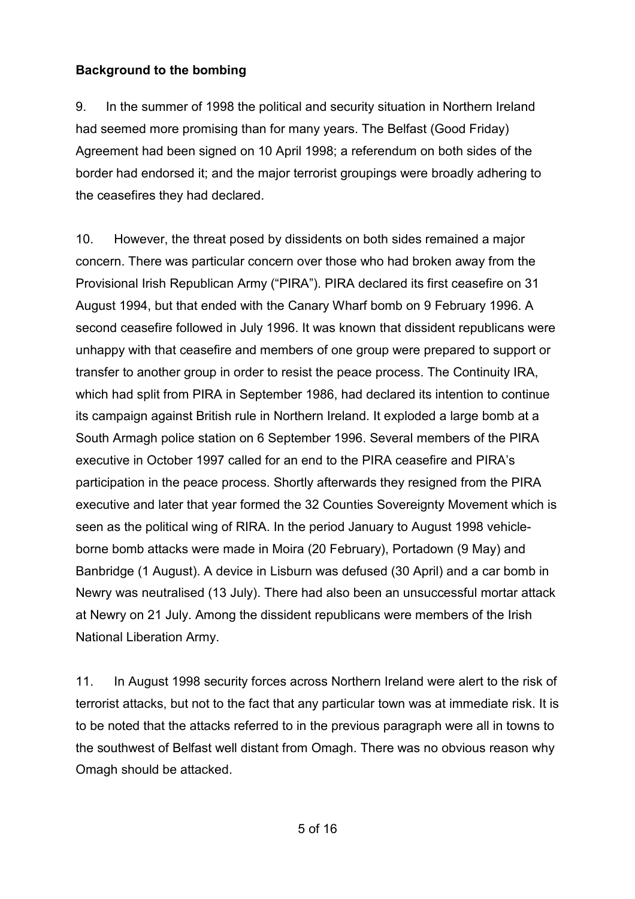**Background to the bombing**

9. In the summer of 1998 the political and security situation in Northern Ireland had seemed more promising than for many years. The Belfast (Good Friday) Agreement had been signed on 10 April 1998; a referendum on both sides of the border had endorsed it; and the major terrorist groupings were broadly adhering to the ceasefires they had declared.

10. However, the threat posed by dissidents on both sides remained a major concern. There was particular concern over those who had broken away from the Provisional Irish Republican Army ("PIRA"). PIRA declared its first ceasefire on 31 August 1994, but that ended with the Canary Wharf bomb on 9 February 1996. A second ceasefire followed in July 1996. It was known that dissident republicans were unhappy with that ceasefire and members of one group were prepared to support or transfer to another group in order to resist the peace process. The Continuity IRA, which had split from PIRA in September 1986, had declared its intention to continue its campaign against British rule in Northern Ireland. It exploded a large bomb at a South Armagh police station on 6 September 1996. Several members of the PIRA executive in October 1997 called for an end to the PIRA ceasefire and PIRA's participation in the peace process. Shortly afterwards they resigned from the PIRA executive and later that year formed the 32 Counties Sovereignty Movement which is seen as the political wing of RIRA. In the period January to August 1998 vehicle-borne bomb attacks were made in Moira (20 February), Portadown (9 May) and Banbridge (1 August). A device in Lisburn was defused (30 April) and a car bomb in Newry was neutralised (13 July). There had also been an unsuccessful mortar attack at Newry on 21 July. Among the dissident republicans were members of the Irish National Liberation Army.

11. In August 1998 security forces across Northern Ireland were alert to the risk of terrorist attacks, but not to the fact that any particular town was at immediate risk. It is to be noted that the attacks referred to in the previous paragraph were all in towns to the southwest of Belfast well distant from Omagh. There was no obvious reason why Omagh should be attacked.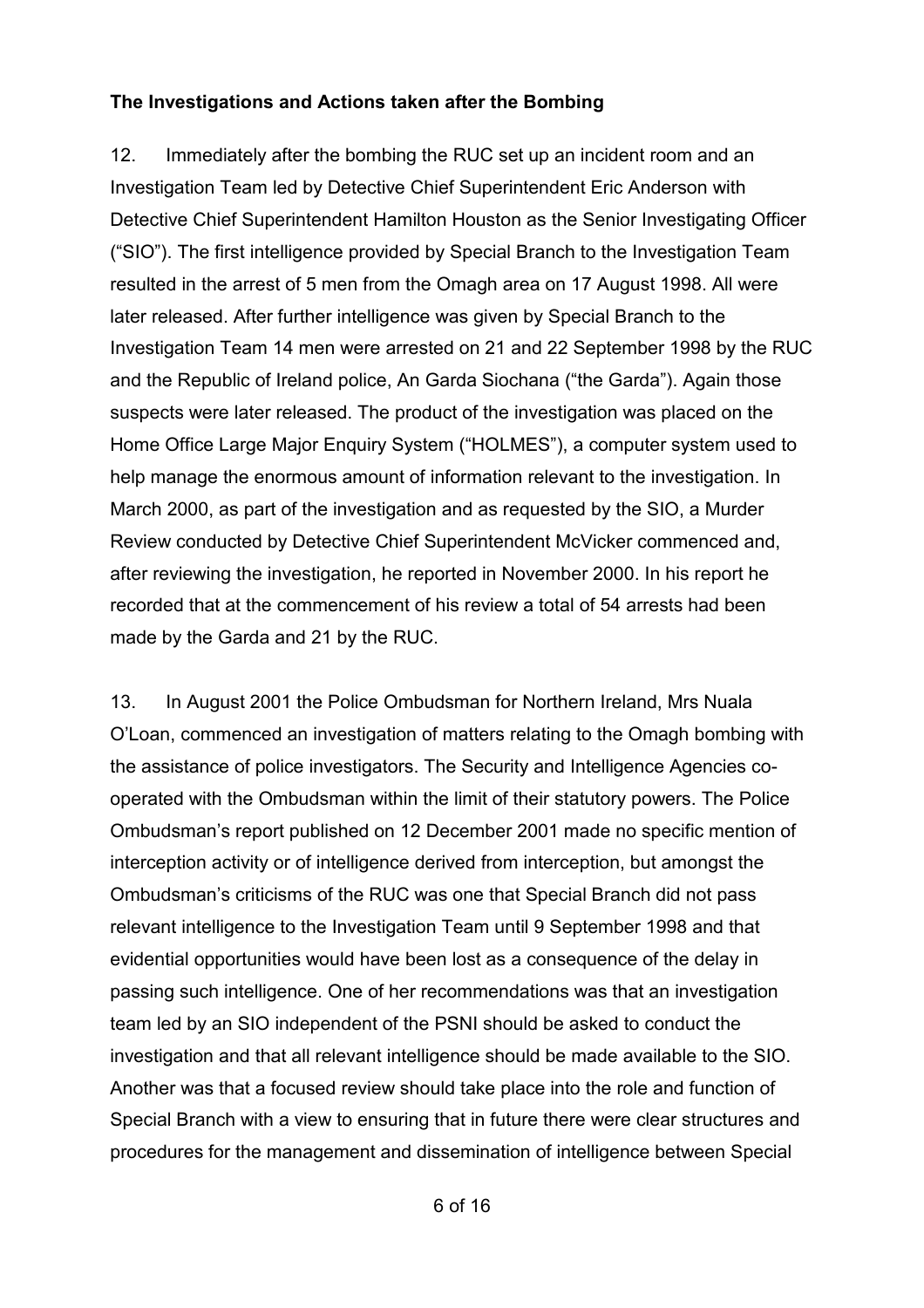**The Investigations and Actions taken after the Bombing**

12. Immediately after the bombing the RUC set up an incident room and an Investigation Team led by Detective Chief Superintendent Eric Anderson with Detective Chief Superintendent Hamilton Houston as the Senior Investigating Officer ("SIO"). The first intelligence provided by Special Branch to the Investigation Team resulted in the arrest of 5 men from the Omagh area on 17 August 1998. All were later released. After further intelligence was given by Special Branch to the Investigation Team 14 men were arrested on 21 and 22 September 1998 by the RUC and the Republic of Ireland police, An Garda Siochana ("the Garda"). Again those suspects were later released. The product of the investigation was placed on the Home Office Large Major Enquiry System ("HOLMES"), a computer system used to help manage the enormous amount of information relevant to the investigation. In March 2000, as part of the investigation and as requested by the SIO, a Murder Review conducted by Detective Chief Superintendent McVicker commenced and, after reviewing the investigation, he reported in November 2000. In his report he recorded that at the commencement of his review a total of 54 arrests had been made by the Garda and 21 by the RUC.

13. In August 2001 the Police Ombudsman for Northern Ireland, Mrs Nuala O'Loan, commenced an investigation of matters relating to the Omagh bombing with the assistance of police investigators. The Security and Intelligence Agencies co-operated with the Ombudsman within the limit of their statutory powers. The Police Ombudsman's report published on 12 December 2001 made no specific mention of interception activity or of intelligence derived from interception, but amongst the Ombudsman's criticisms of the RUC was one that Special Branch did not pass relevant intelligence to the Investigation Team until 9 September 1998 and that evidential opportunities would have been lost as a consequence of the delay in passing such intelligence. One of her recommendations was that an investigation team led by an SIO independent of the PSNI should be asked to conduct the investigation and that all relevant intelligence should be made available to the SIO. Another was that a focused review should take place into the role and function of Special Branch with a view to ensuring that in future there were clear structures and procedures for the management and dissemination of intelligence between Special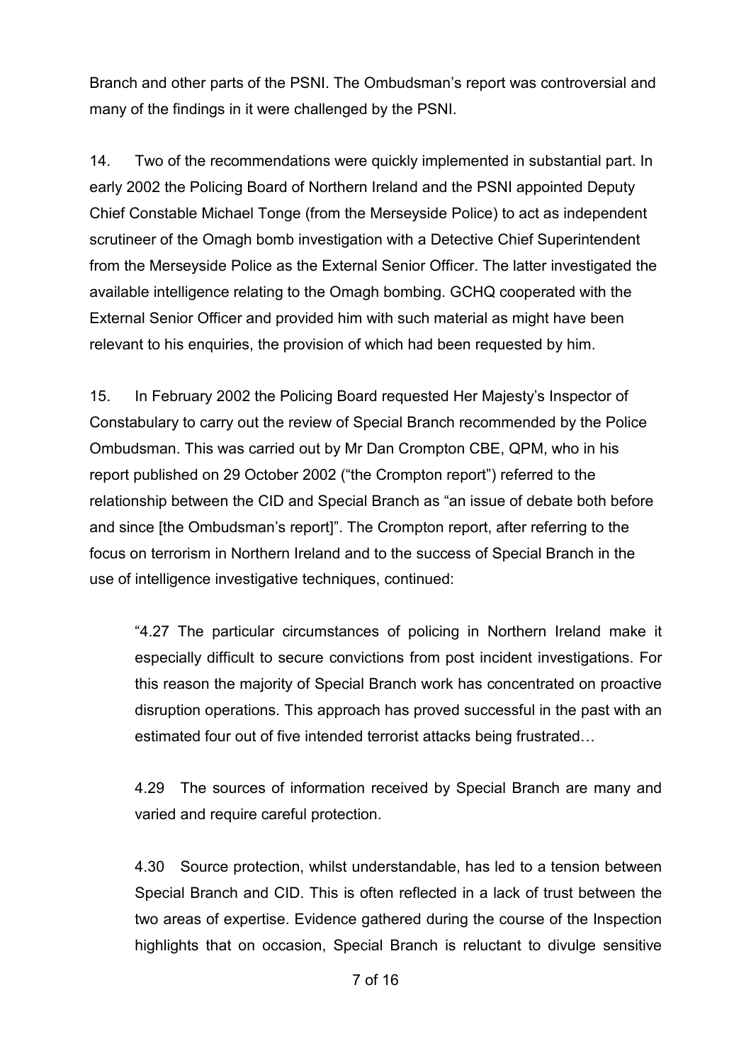Branch and other parts of the PSNI. The Ombudsman's report was controversial and many of the findings in it were challenged by the PSNI.

14. Two of the recommendations were quickly implemented in substantial part. In early 2002 the Policing Board of Northern Ireland and the PSNI appointed Deputy Chief Constable Michael Tonge (from the Merseyside Police) to act as independent scrutineer of the Omagh bomb investigation with a Detective Chief Superintendent from the Merseyside Police as the External Senior Officer. The latter investigated the available intelligence relating to the Omagh bombing. GCHQ cooperated with the External Senior Officer and provided him with such material as might have been relevant to his enquiries, the provision of which had been requested by him.

15. In February 2002 the Policing Board requested Her Majesty's Inspector of Constabulary to carry out the review of Special Branch recommended by the Police Ombudsman. This was carried out by Mr Dan Crompton CBE, QPM, who in his report published on 29 October 2002 ("the Crompton report") referred to the relationship between the CID and Special Branch as "an issue of debate both before and since [the Ombudsman's report]". The Crompton report, after referring to the focus on terrorism in Northern Ireland and to the success of Special Branch in the use of intelligence investigative techniques, continued:

> "4.27 The particular circumstances of policing in Northern Ireland make it especially difficult to secure convictions from post incident investigations. For this reason the majority of Special Branch work has concentrated on proactive disruption operations. This approach has proved successful in the past with an estimated four out of five intended terrorist attacks being frustrated…
>
> 4.29 The sources of information received by Special Branch are many and varied and require careful protection.
>
> 4.30 Source protection, whilst understandable, has led to a tension between Special Branch and CID. This is often reflected in a lack of trust between the two areas of expertise. Evidence gathered during the course of the Inspection highlights that on occasion, Special Branch is reluctant to divulge sensitive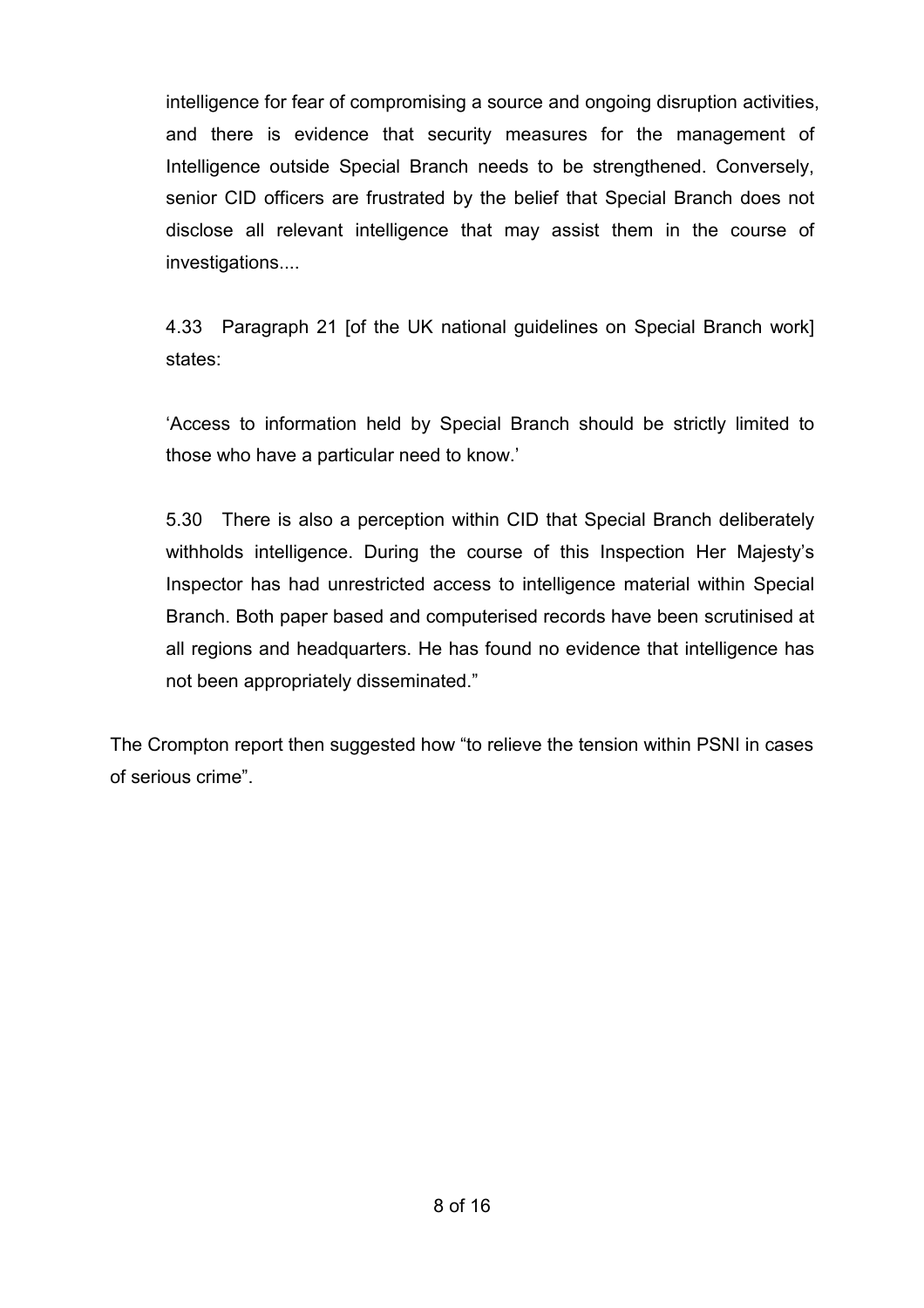intelligence for fear of compromising a source and ongoing disruption activities, and there is evidence that security measures for the management of Intelligence outside Special Branch needs to be strengthened. Conversely, senior CID officers are frustrated by the belief that Special Branch does not disclose all relevant intelligence that may assist them in the course of investigations....

4.33 Paragraph 21 [of the UK national guidelines on Special Branch work] states:

'Access to information held by Special Branch should be strictly limited to those who have a particular need to know.'

5.30 There is also a perception within CID that Special Branch deliberately withholds intelligence. During the course of this Inspection Her Majesty's Inspector has had unrestricted access to intelligence material within Special Branch. Both paper based and computerised records have been scrutinised at all regions and headquarters. He has found no evidence that intelligence has not been appropriately disseminated."

The Crompton report then suggested how "to relieve the tension within PSNI in cases of serious crime".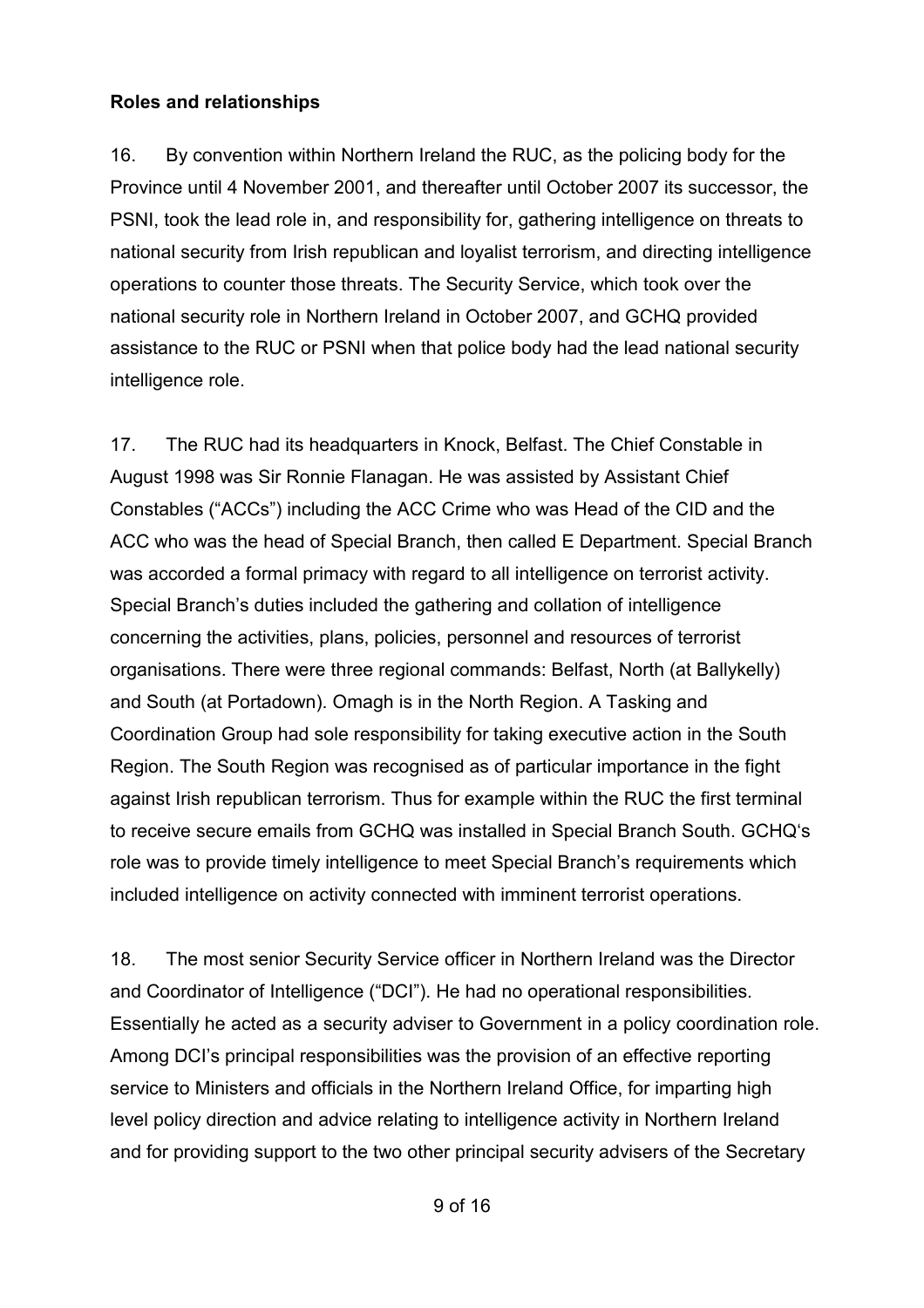**Roles and relationships**

16. By convention within Northern Ireland the RUC, as the policing body for the Province until 4 November 2001, and thereafter until October 2007 its successor, the PSNI, took the lead role in, and responsibility for, gathering intelligence on threats to national security from Irish republican and loyalist terrorism, and directing intelligence operations to counter those threats. The Security Service, which took over the national security role in Northern Ireland in October 2007, and GCHQ provided assistance to the RUC or PSNI when that police body had the lead national security intelligence role.

17. The RUC had its headquarters in Knock, Belfast. The Chief Constable in August 1998 was Sir Ronnie Flanagan. He was assisted by Assistant Chief Constables ("ACCs") including the ACC Crime who was Head of the CID and the ACC who was the head of Special Branch, then called E Department. Special Branch was accorded a formal primacy with regard to all intelligence on terrorist activity. Special Branch's duties included the gathering and collation of intelligence concerning the activities, plans, policies, personnel and resources of terrorist organisations. There were three regional commands: Belfast, North (at Ballykelly) and South (at Portadown). Omagh is in the North Region. A Tasking and Coordination Group had sole responsibility for taking executive action in the South Region. The South Region was recognised as of particular importance in the fight against Irish republican terrorism. Thus for example within the RUC the first terminal to receive secure emails from GCHQ was installed in Special Branch South. GCHQ's role was to provide timely intelligence to meet Special Branch's requirements which included intelligence on activity connected with imminent terrorist operations.

18. The most senior Security Service officer in Northern Ireland was the Director and Coordinator of Intelligence ("DCI"). He had no operational responsibilities. Essentially he acted as a security adviser to Government in a policy coordination role. Among DCI's principal responsibilities was the provision of an effective reporting service to Ministers and officials in the Northern Ireland Office, for imparting high level policy direction and advice relating to intelligence activity in Northern Ireland and for providing support to the two other principal security advisers of the Secretary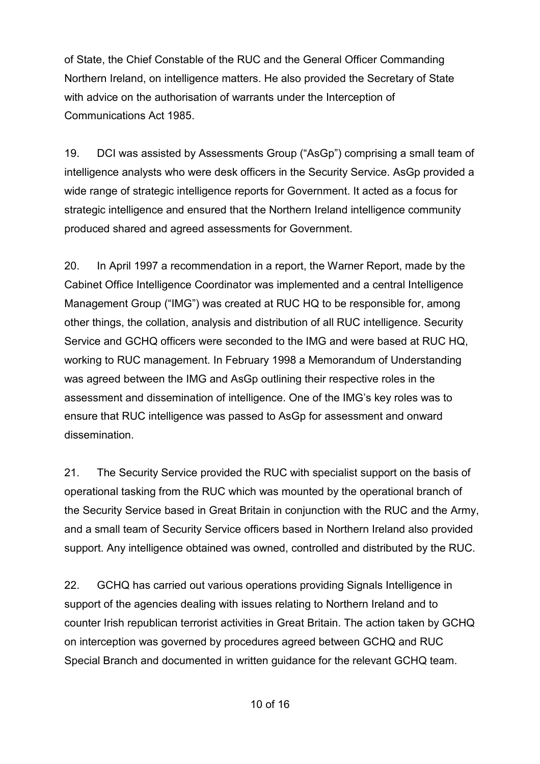of State, the Chief Constable of the RUC and the General Officer Commanding Northern Ireland, on intelligence matters. He also provided the Secretary of State with advice on the authorisation of warrants under the Interception of Communications Act 1985.

19. DCI was assisted by Assessments Group ("AsGp") comprising a small team of intelligence analysts who were desk officers in the Security Service. AsGp provided a wide range of strategic intelligence reports for Government. It acted as a focus for strategic intelligence and ensured that the Northern Ireland intelligence community produced shared and agreed assessments for Government.

20. In April 1997 a recommendation in a report, the Warner Report, made by the Cabinet Office Intelligence Coordinator was implemented and a central Intelligence Management Group ("IMG") was created at RUC HQ to be responsible for, among other things, the collation, analysis and distribution of all RUC intelligence. Security Service and GCHQ officers were seconded to the IMG and were based at RUC HQ, working to RUC management. In February 1998 a Memorandum of Understanding was agreed between the IMG and AsGp outlining their respective roles in the assessment and dissemination of intelligence. One of the IMG's key roles was to ensure that RUC intelligence was passed to AsGp for assessment and onward dissemination.

21. The Security Service provided the RUC with specialist support on the basis of operational tasking from the RUC which was mounted by the operational branch of the Security Service based in Great Britain in conjunction with the RUC and the Army, and a small team of Security Service officers based in Northern Ireland also provided support. Any intelligence obtained was owned, controlled and distributed by the RUC.

22. GCHQ has carried out various operations providing Signals Intelligence in support of the agencies dealing with issues relating to Northern Ireland and to counter Irish republican terrorist activities in Great Britain. The action taken by GCHQ on interception was governed by procedures agreed between GCHQ and RUC Special Branch and documented in written guidance for the relevant GCHQ team.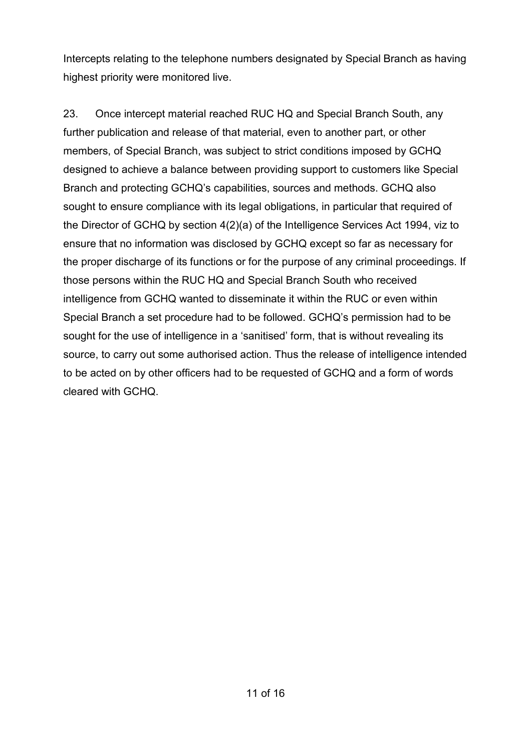Intercepts relating to the telephone numbers designated by Special Branch as having highest priority were monitored live.

23. Once intercept material reached RUC HQ and Special Branch South, any further publication and release of that material, even to another part, or other members, of Special Branch, was subject to strict conditions imposed by GCHQ designed to achieve a balance between providing support to customers like Special Branch and protecting GCHQ's capabilities, sources and methods. GCHQ also sought to ensure compliance with its legal obligations, in particular that required of the Director of GCHQ by section 4(2)(a) of the Intelligence Services Act 1994, viz to ensure that no information was disclosed by GCHQ except so far as necessary for the proper discharge of its functions or for the purpose of any criminal proceedings. If those persons within the RUC HQ and Special Branch South who received intelligence from GCHQ wanted to disseminate it within the RUC or even within Special Branch a set procedure had to be followed. GCHQ's permission had to be sought for the use of intelligence in a 'sanitised' form, that is without revealing its source, to carry out some authorised action. Thus the release of intelligence intended to be acted on by other officers had to be requested of GCHQ and a form of words cleared with GCHQ.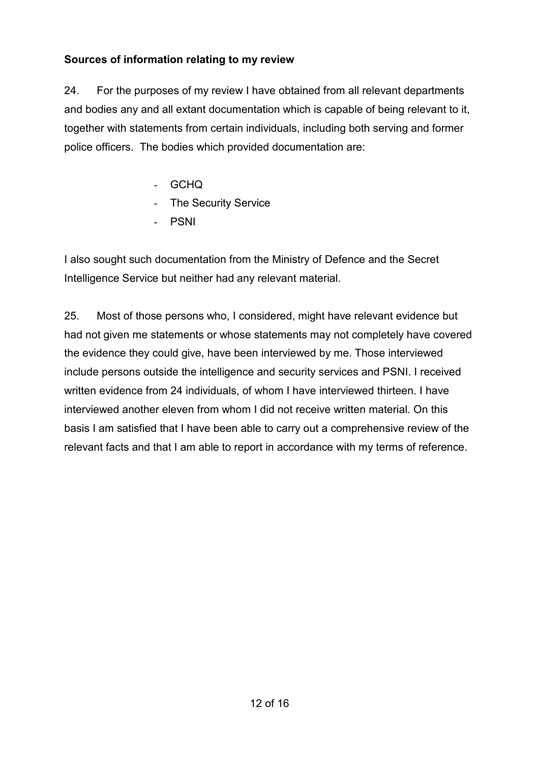**Sources of information relating to my review**

24. For the purposes of my review I have obtained from all relevant departments and bodies any and all extant documentation which is capable of being relevant to it, together with statements from certain individuals, including both serving and former police officers. The bodies which provided documentation are:

- GCHQ
- The Security Service
- PSNI

I also sought such documentation from the Ministry of Defence and the Secret Intelligence Service but neither had any relevant material.

25. Most of those persons who, I considered, might have relevant evidence but had not given me statements or whose statements may not completely have covered the evidence they could give, have been interviewed by me. Those interviewed include persons outside the intelligence and security services and PSNI. I received written evidence from 24 individuals, of whom I have interviewed thirteen. I have interviewed another eleven from whom I did not receive written material. On this basis I am satisfied that I have been able to carry out a comprehensive review of the relevant facts and that I am able to report in accordance with my terms of reference.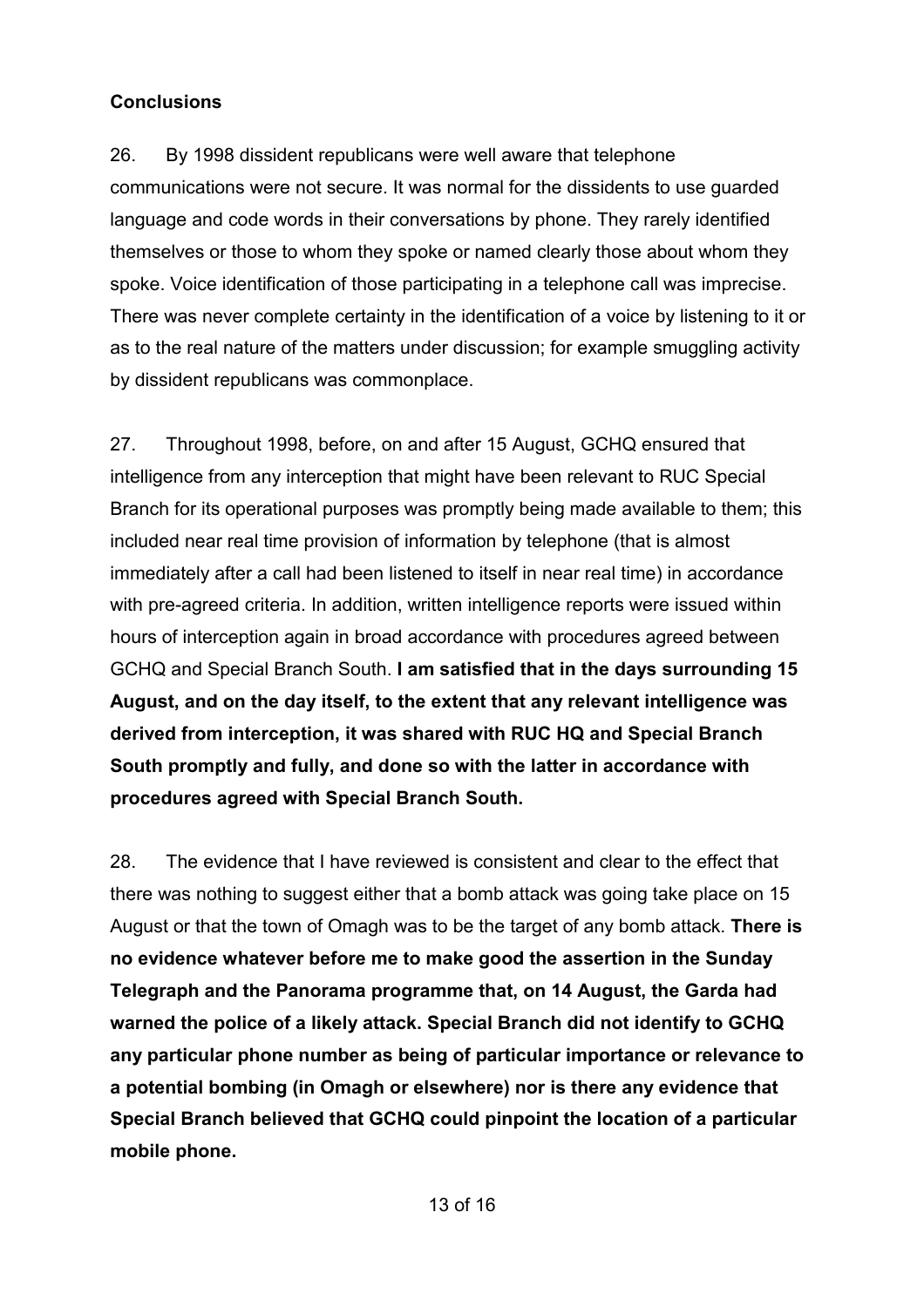**Conclusions**

26. By 1998 dissident republicans were well aware that telephone communications were not secure. It was normal for the dissidents to use guarded language and code words in their conversations by phone. They rarely identified themselves or those to whom they spoke or named clearly those about whom they spoke. Voice identification of those participating in a telephone call was imprecise. There was never complete certainty in the identification of a voice by listening to it or as to the real nature of the matters under discussion; for example smuggling activity by dissident republicans was commonplace.

27. Throughout 1998, before, on and after 15 August, GCHQ ensured that intelligence from any interception that might have been relevant to RUC Special Branch for its operational purposes was promptly being made available to them; this included near real time provision of information by telephone (that is almost immediately after a call had been listened to itself in near real time) in accordance with pre-agreed criteria. In addition, written intelligence reports were issued within hours of interception again in broad accordance with procedures agreed between GCHQ and Special Branch South. **I am satisfied that in the days surrounding 15 August, and on the day itself, to the extent that any relevant intelligence was derived from interception, it was shared with RUC HQ and Special Branch South promptly and fully, and done so with the latter in accordance with procedures agreed with Special Branch South.**

28. The evidence that I have reviewed is consistent and clear to the effect that there was nothing to suggest either that a bomb attack was going take place on 15 August or that the town of Omagh was to be the target of any bomb attack. **There is no evidence whatever before me to make good the assertion in the Sunday Telegraph and the Panorama programme that, on 14 August, the Garda had warned the police of a likely attack. Special Branch did not identify to GCHQ any particular phone number as being of particular importance or relevance to a potential bombing (in Omagh or elsewhere) nor is there any evidence that Special Branch believed that GCHQ could pinpoint the location of a particular mobile phone.**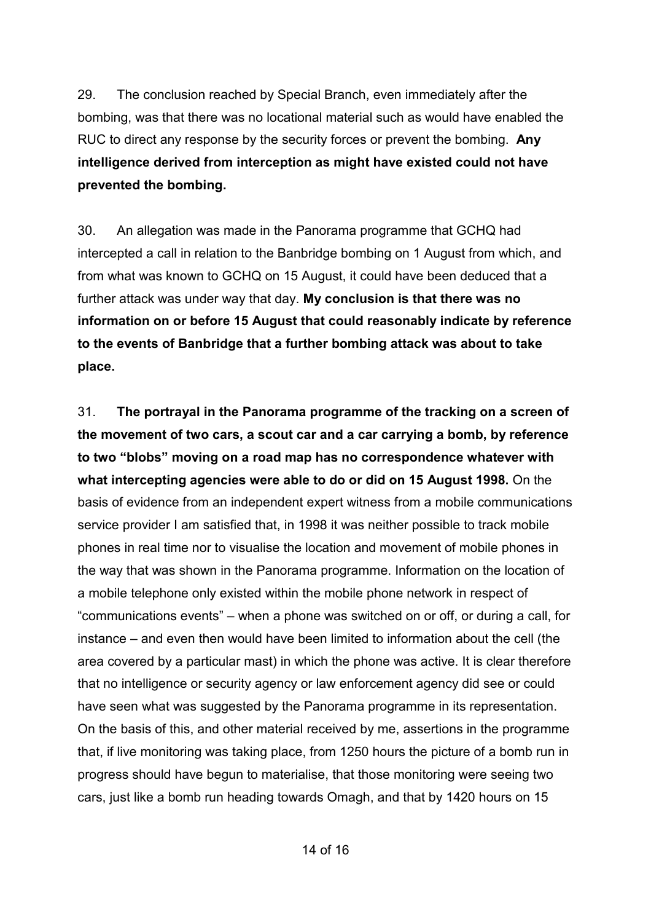29. The conclusion reached by Special Branch, even immediately after the bombing, was that there was no locational material such as would have enabled the RUC to direct any response by the security forces or prevent the bombing. **Any intelligence derived from interception as might have existed could not have prevented the bombing.**

30. An allegation was made in the Panorama programme that GCHQ had intercepted a call in relation to the Banbridge bombing on 1 August from which, and from what was known to GCHQ on 15 August, it could have been deduced that a further attack was under way that day. **My conclusion is that there was no information on or before 15 August that could reasonably indicate by reference to the events of Banbridge that a further bombing attack was about to take place.**

31. **The portrayal in the Panorama programme of the tracking on a screen of the movement of two cars, a scout car and a car carrying a bomb, by reference to two "blobs" moving on a road map has no correspondence whatever with what intercepting agencies were able to do or did on 15 August 1998.** On the basis of evidence from an independent expert witness from a mobile communications service provider I am satisfied that, in 1998 it was neither possible to track mobile phones in real time nor to visualise the location and movement of mobile phones in the way that was shown in the Panorama programme. Information on the location of a mobile telephone only existed within the mobile phone network in respect of "communications events" – when a phone was switched on or off, or during a call, for instance – and even then would have been limited to information about the cell (the area covered by a particular mast) in which the phone was active. It is clear therefore that no intelligence or security agency or law enforcement agency did see or could have seen what was suggested by the Panorama programme in its representation. On the basis of this, and other material received by me, assertions in the programme that, if live monitoring was taking place, from 1250 hours the picture of a bomb run in progress should have begun to materialise, that those monitoring were seeing two cars, just like a bomb run heading towards Omagh, and that by 1420 hours on 15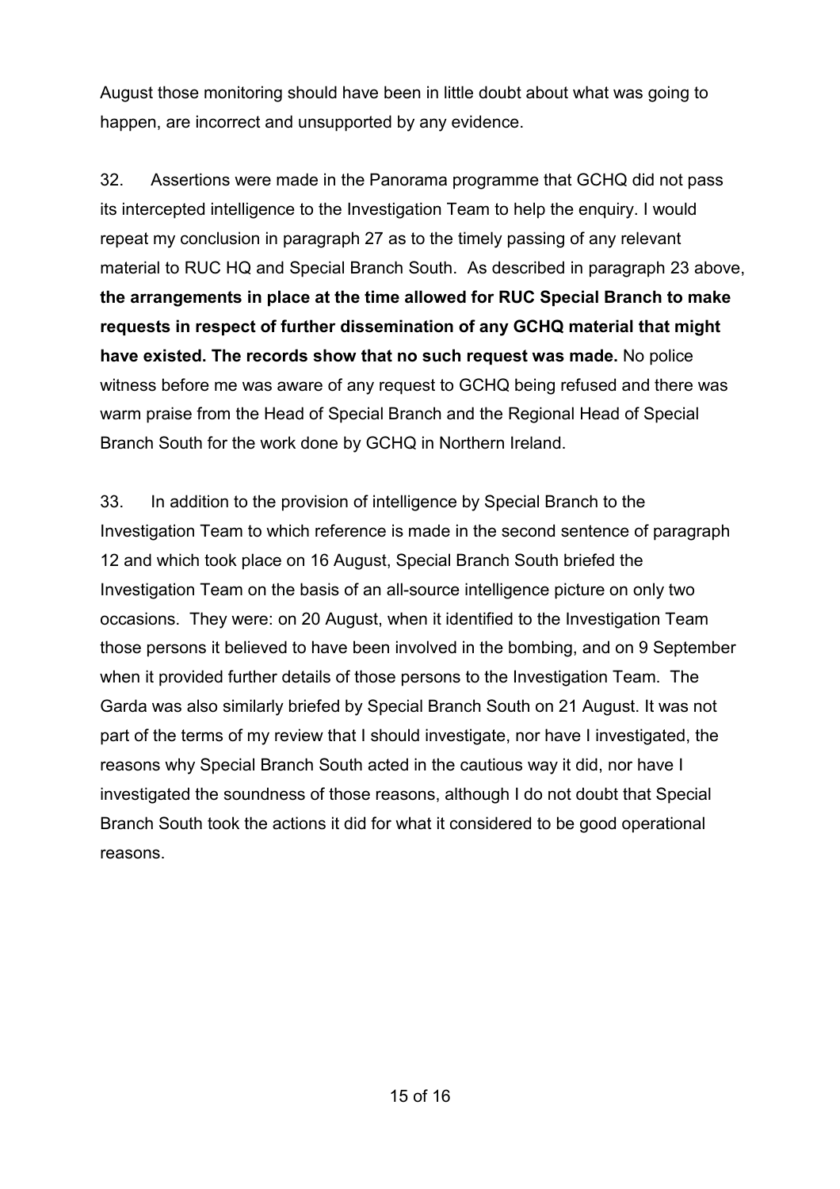August those monitoring should have been in little doubt about what was going to happen, are incorrect and unsupported by any evidence.

32. Assertions were made in the Panorama programme that GCHQ did not pass its intercepted intelligence to the Investigation Team to help the enquiry. I would repeat my conclusion in paragraph 27 as to the timely passing of any relevant material to RUC HQ and Special Branch South. As described in paragraph 23 above, **the arrangements in place at the time allowed for RUC Special Branch to make requests in respect of further dissemination of any GCHQ material that might have existed. The records show that no such request was made.** No police witness before me was aware of any request to GCHQ being refused and there was warm praise from the Head of Special Branch and the Regional Head of Special Branch South for the work done by GCHQ in Northern Ireland.

33. In addition to the provision of intelligence by Special Branch to the Investigation Team to which reference is made in the second sentence of paragraph 12 and which took place on 16 August, Special Branch South briefed the Investigation Team on the basis of an all-source intelligence picture on only two occasions. They were: on 20 August, when it identified to the Investigation Team those persons it believed to have been involved in the bombing, and on 9 September when it provided further details of those persons to the Investigation Team. The Garda was also similarly briefed by Special Branch South on 21 August. It was not part of the terms of my review that I should investigate, nor have I investigated, the reasons why Special Branch South acted in the cautious way it did, nor have I investigated the soundness of those reasons, although I do not doubt that Special Branch South took the actions it did for what it considered to be good operational reasons.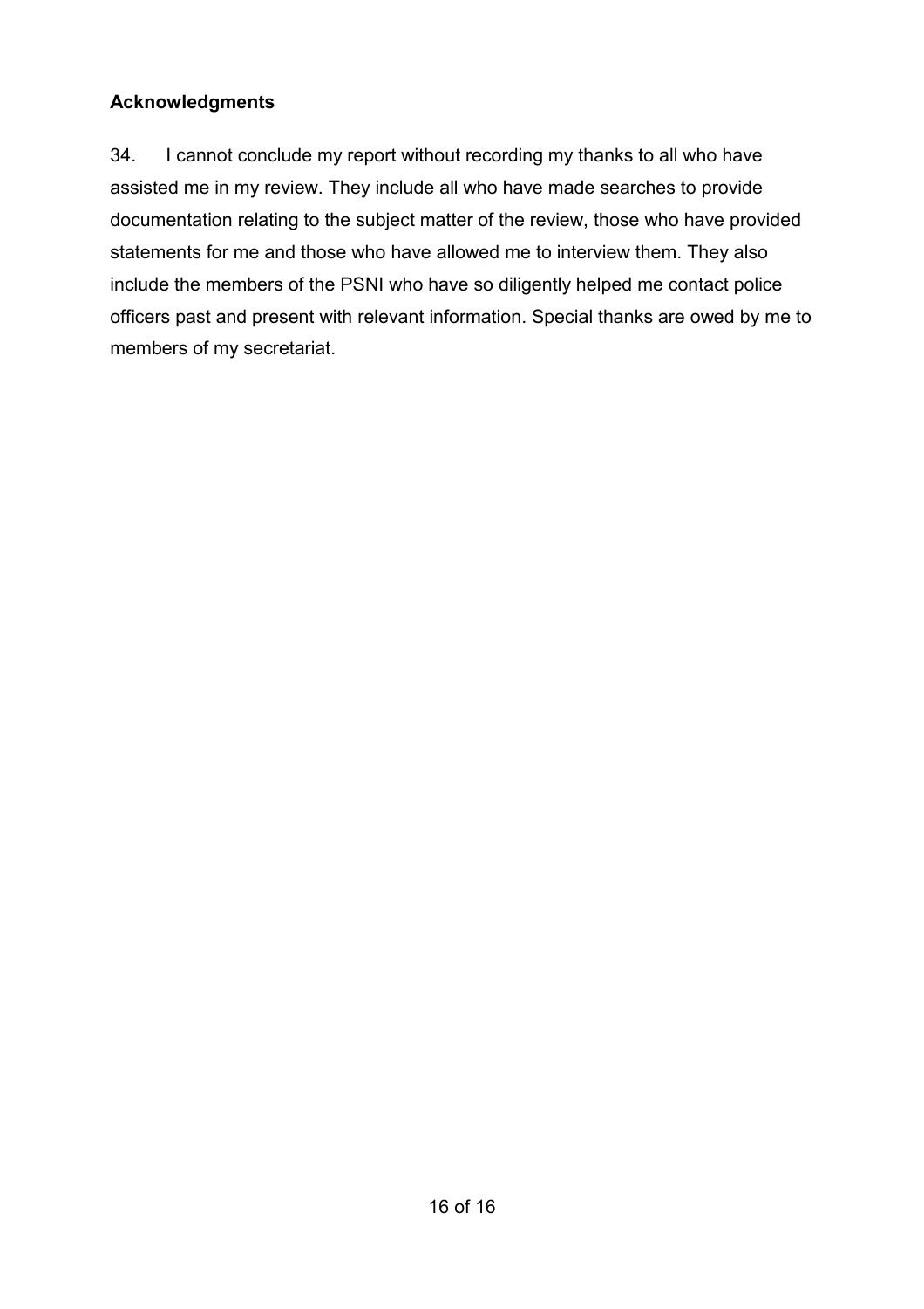**Acknowledgments**

34. I cannot conclude my report without recording my thanks to all who have assisted me in my review. They include all who have made searches to provide documentation relating to the subject matter of the review, those who have provided statements for me and those who have allowed me to interview them. They also include the members of the PSNI who have so diligently helped me contact police officers past and present with relevant information. Special thanks are owed by me to members of my secretariat.